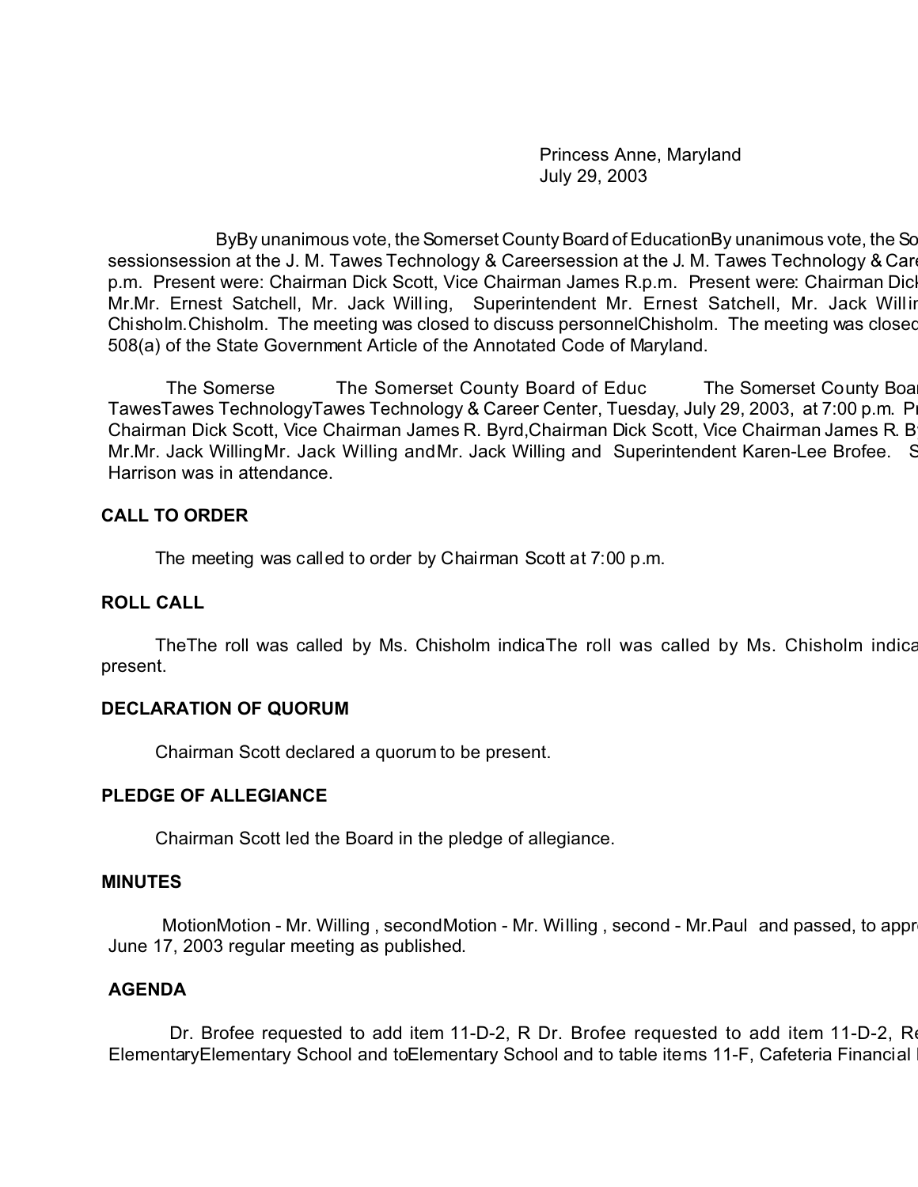Princess Anne, Maryland
July 29, 2003

ByBy unanimous vote, the Somerset County Board of EducationBy unanimous vote, the So sessionsession at the J. M. Tawes Technology & Careersession at the J. M. Tawes Technology & Care p.m. Present were: Chairman Dick Scott, Vice Chairman James R.p.m. Present were: Chairman Dick Mr.Mr. Ernest Satchell, Mr. Jack Willing, Superintendent Mr. Ernest Satchell, Mr. Jack Willin Chisholm.Chisholm. The meeting was closed to discuss personnelChisholm. The meeting was closed 508(a) of the State Government Article of the Annotated Code of Maryland.

The Somerse The Somerset County Board of Educ The Somerset County Boar TawesTawes TechnologyTawes Technology & Career Center, Tuesday, July 29, 2003, at 7:00 p.m. Pr Chairman Dick Scott, Vice Chairman James R. Byrd,Chairman Dick Scott, Vice Chairman James R. B Mr.Mr. Jack WillingMr. Jack Willing andMr. Jack Willing and Superintendent Karen-Lee Brofee. S Harrison was in attendance.

**CALL TO ORDER**

The meeting was called to order by Chairman Scott at 7:00 p.m.

**ROLL CALL**

TheThe roll was called by Ms. Chisholm indicaThe roll was called by Ms. Chisholm indica present.

**DECLARATION OF QUORUM**

Chairman Scott declared a quorum to be present.

**PLEDGE OF ALLEGIANCE**

Chairman Scott led the Board in the pledge of allegiance.

**MINUTES**

MotionMotion - Mr. Willing , secondMotion - Mr. Willing , second - Mr.Paul and passed, to appro June 17, 2003 regular meeting as published.

**AGENDA**

Dr. Brofee requested to add item 11-D-2, R Dr. Brofee requested to add item 11-D-2, Re ElementaryElementary School and toElementary School and to table items 11-F, Cafeteria Financial I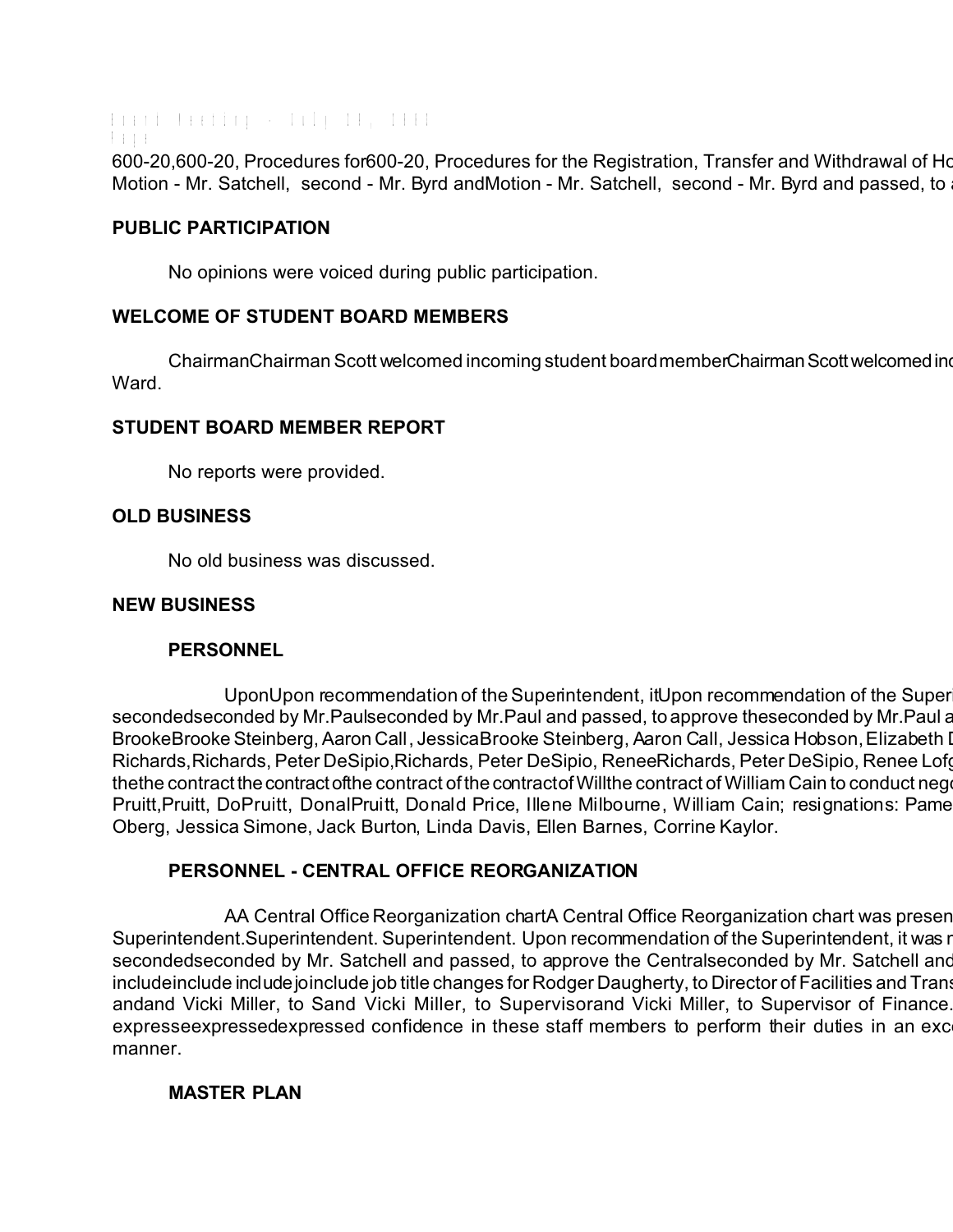600-20,600-20, Procedures for600-20, Procedures for the Registration, Transfer and Withdrawal of Ho
Motion - Mr. Satchell, second - Mr. Byrd andMotion - Mr. Satchell, second - Mr. Byrd and passed, to a

**PUBLIC PARTICIPATION**

No opinions were voiced during public participation.

**WELCOME OF STUDENT BOARD MEMBERS**

ChairmanChairman Scott welcomed incoming student board memberChairman Scott welcomed inc Ward.

**STUDENT BOARD MEMBER REPORT**

No reports were provided.

**OLD BUSINESS**

No old business was discussed.

**NEW BUSINESS**

**PERSONNEL**

UponUpon recommendation of the Superintendent, itUpon recommendation of the Superi secondedseconded by Mr.Paulseconded by Mr.Paul and passed, to approve theseconded by Mr.Paul a BrookeBrooke Steinberg, Aaron Call, JessicaBrooke Steinberg, Aaron Call, Jessica Hobson, Elizabeth D Richards,Richards, Peter DeSipio,Richards, Peter DeSipio, ReneeRichards, Peter DeSipio, Renee Lofg thethe contract the contract ofthe contract of the contractofWillthe contract of William Cain to conduct nego Pruitt,Pruitt, DoPruitt, DonalPruitt, Donald Price, Illene Milbourne, William Cain; resignations: Pame Oberg, Jessica Simone, Jack Burton, Linda Davis, Ellen Barnes, Corrine Kaylor.

**PERSONNEL - CENTRAL OFFICE REORGANIZATION**

AA Central Office Reorganization chartA Central Office Reorganization chart was presen Superintendent.Superintendent. Superintendent. Upon recommendation of the Superintendent, it was r secondedseconded by Mr. Satchell and passed, to approve the Centralseconded by Mr. Satchell and includeinclude includejoinclude job title changes for Rodger Daugherty, to Director of Facilities and Trans andand Vicki Miller, to Sand Vicki Miller, to Supervisorand Vicki Miller, to Supervisor of Finance. expresseexpressedexpressed confidence in these staff members to perform their duties in an exce manner.

**MASTER PLAN**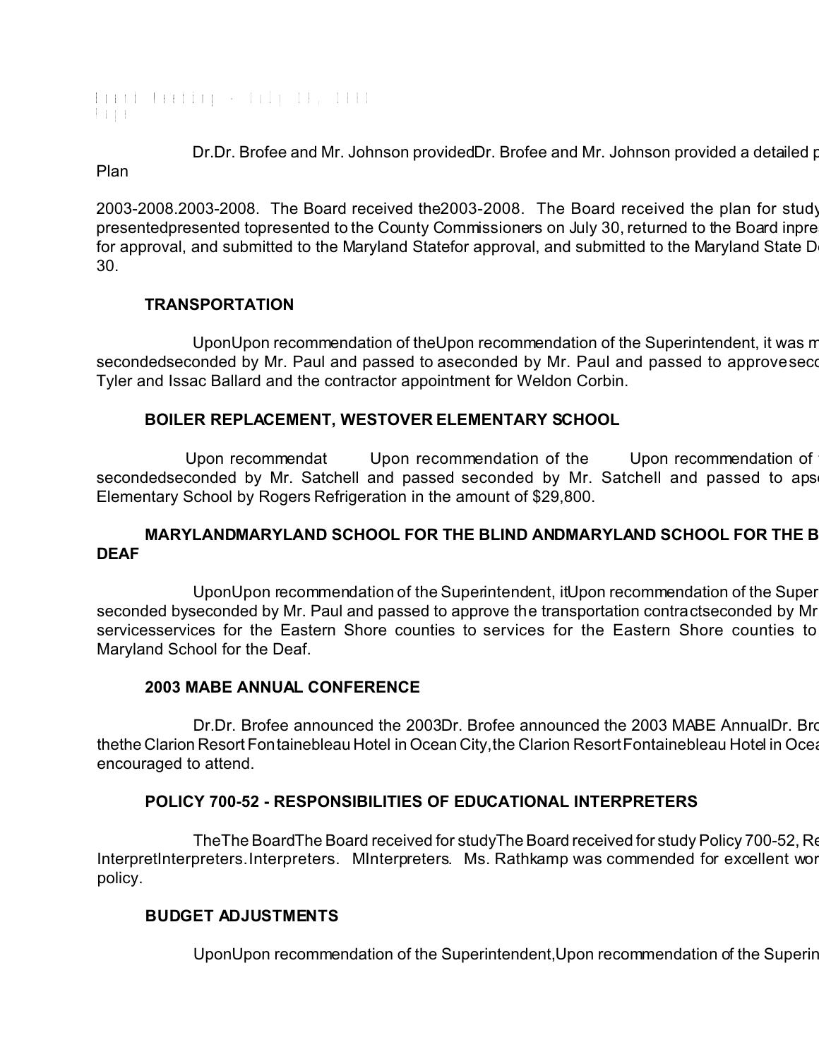Dr.Dr. Brofee and Mr. Johnson providedDr. Brofee and Mr. Johnson provided a detailed p Plan

2003-2008.2003-2008. The Board received the2003-2008. The Board received the plan for study presentedpresented topresented to the County Commissioners on July 30, returned to the Board inpres for approval, and submitted to the Maryland Statefor approval, and submitted to the Maryland State D 30.

**TRANSPORTATION**

UponUpon recommendation of theUpon recommendation of the Superintendent, it was m secondedseconded by Mr. Paul and passed to aseconded by Mr. Paul and passed to approvesec Tyler and Issac Ballard and the contractor appointment for Weldon Corbin.

**BOILER REPLACEMENT, WESTOVER ELEMENTARY SCHOOL**

Upon recommendat Upon recommendation of the Upon recommendation of secondedseconded by Mr. Satchell and passed seconded by Mr. Satchell and passed to aps Elementary School by Rogers Refrigeration in the amount of $29,800.

**MARYLANDMARYLAND SCHOOL FOR THE BLIND ANDMARYLAND SCHOOL FOR THE B DEAF**

UponUpon recommendation of the Superintendent, itUpon recommendation of the Super seconded byseconded by Mr. Paul and passed to approve the transportation contractseconded by Mr servicesservices for the Eastern Shore counties to services for the Eastern Shore counties to Maryland School for the Deaf.

**2003 MABE ANNUAL CONFERENCE**

Dr.Dr. Brofee announced the 2003Dr. Brofee announced the 2003 MABE AnnualDr. Bro thethe Clarion Resort Fontainebleau Hotel in Ocean City,the Clarion Resort Fontainebleau Hotel in Ocea encouraged to attend.

**POLICY 700-52 - RESPONSIBILITIES OF EDUCATIONAL INTERPRETERS**

TheThe BoardThe Board received for studyThe Board received for study Policy 700-52, Re InterpretInterpreters.Interpreters. MInterpreters. Ms. Rathkamp was commended for excellent wor policy.

**BUDGET ADJUSTMENTS**

UponUpon recommendation of the Superintendent,Upon recommendation of the Superin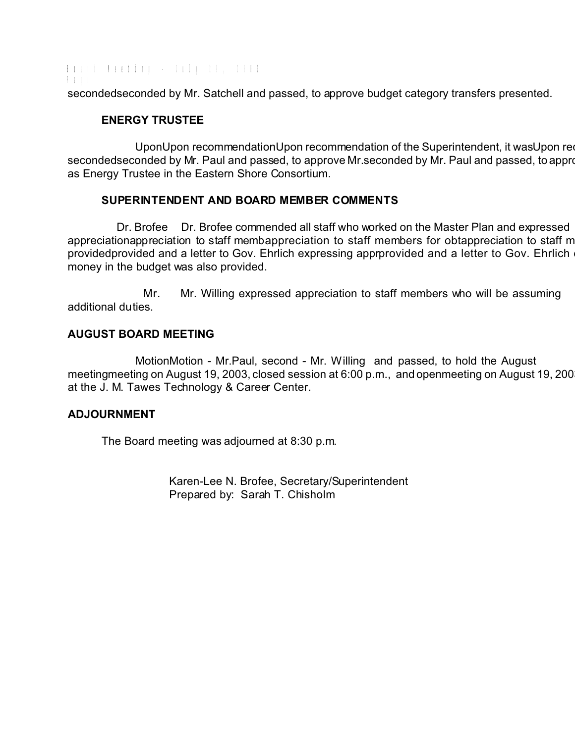secondedseconded by Mr. Satchell and passed, to approve budget category transfers presented.

**ENERGY TRUSTEE**

UponUpon recommendationUpon recommendation of the Superintendent, it wasUpon rec secondedseconded by Mr. Paul and passed, to approve Mr.seconded by Mr. Paul and passed, to appro as Energy Trustee in the Eastern Shore Consortium.

**SUPERINTENDENT AND BOARD MEMBER COMMENTS**

Dr. Brofee Dr. Brofee commended all staff who worked on the Master Plan and expressed appreciationappreciation to staff membappreciation to staff members for obtappreciation to staff m providedprovided and a letter to Gov. Ehrlich expressing apprprovided and a letter to Gov. Ehrlich money in the budget was also provided.

Mr. Mr. Willing expressed appreciation to staff members who will be assuming additional duties.

**AUGUST BOARD MEETING**

MotionMotion - Mr.Paul, second - Mr. Willing and passed, to hold the August meetingmeeting on August 19, 2003, closed session at 6:00 p.m., and openmeeting on August 19, 200 at the J. M. Tawes Technology & Career Center.

**ADJOURNMENT**

The Board meeting was adjourned at 8:30 p.m.

Karen-Lee N. Brofee, Secretary/Superintendent
Prepared by: Sarah T. Chisholm